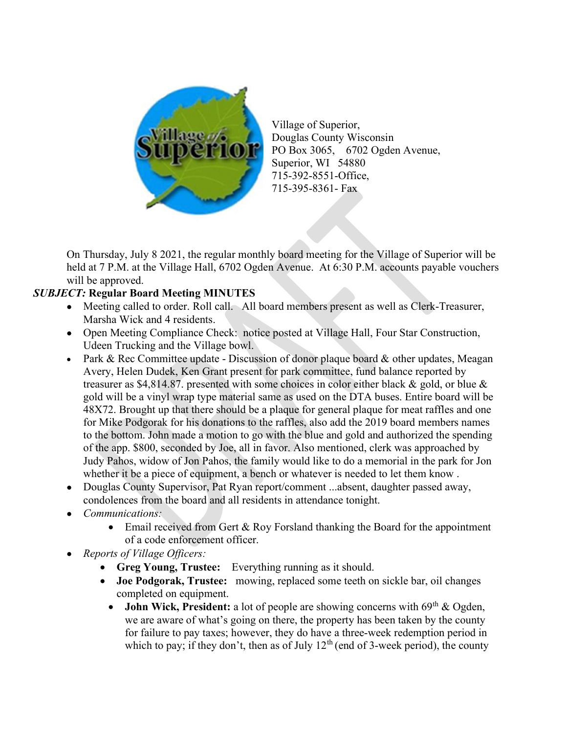Village of Superior,
Douglas County Wisconsin
PO Box 3065, 6702 Ogden Avenue,
Superior, WI 54880
715-392-8551-Office,
715-395-8361- Fax

On Thursday, July 8 2021, the regular monthly board meeting for the Village of Superior will be held at 7 P.M. at the Village Hall, 6702 Ogden Avenue. At 6:30 P.M. accounts payable vouchers will be approved.

***SUBJECT:* Regular Board Meeting MINUTES**

- Meeting called to order. Roll call. All board members present as well as Clerk-Treasurer, Marsha Wick and 4 residents.
- Open Meeting Compliance Check: notice posted at Village Hall, Four Star Construction, Udeen Trucking and the Village bowl.
- Park & Rec Committee update - Discussion of donor plaque board & other updates, Meagan Avery, Helen Dudek, Ken Grant present for park committee, fund balance reported by treasurer as $4,814.87. presented with some choices in color either black & gold, or blue & gold will be a vinyl wrap type material same as used on the DTA buses. Entire board will be 48X72. Brought up that there should be a plaque for general plaque for meat raffles and one for Mike Podgorak for his donations to the raffles, also add the 2019 board members names to the bottom. John made a motion to go with the blue and gold and authorized the spending of the app. $800, seconded by Joe, all in favor. Also mentioned, clerk was approached by Judy Pahos, widow of Jon Pahos, the family would like to do a memorial in the park for Jon whether it be a piece of equipment, a bench or whatever is needed to let them know .
- Douglas County Supervisor, Pat Ryan report/comment ...absent, daughter passed away, condolences from the board and all residents in attendance tonight.
- *Communications:*
  - Email received from Gert & Roy Forsland thanking the Board for the appointment of a code enforcement officer.
- *Reports of Village Officers:*
  - **Greg Young, Trustee:** Everything running as it should.
  - **Joe Podgorak, Trustee:** mowing, replaced some teeth on sickle bar, oil changes completed on equipment.
  - **John Wick, President:** a lot of people are showing concerns with 69th & Ogden, we are aware of what's going on there, the property has been taken by the county for failure to pay taxes; however, they do have a three-week redemption period in which to pay; if they don't, then as of July 12th (end of 3-week period), the county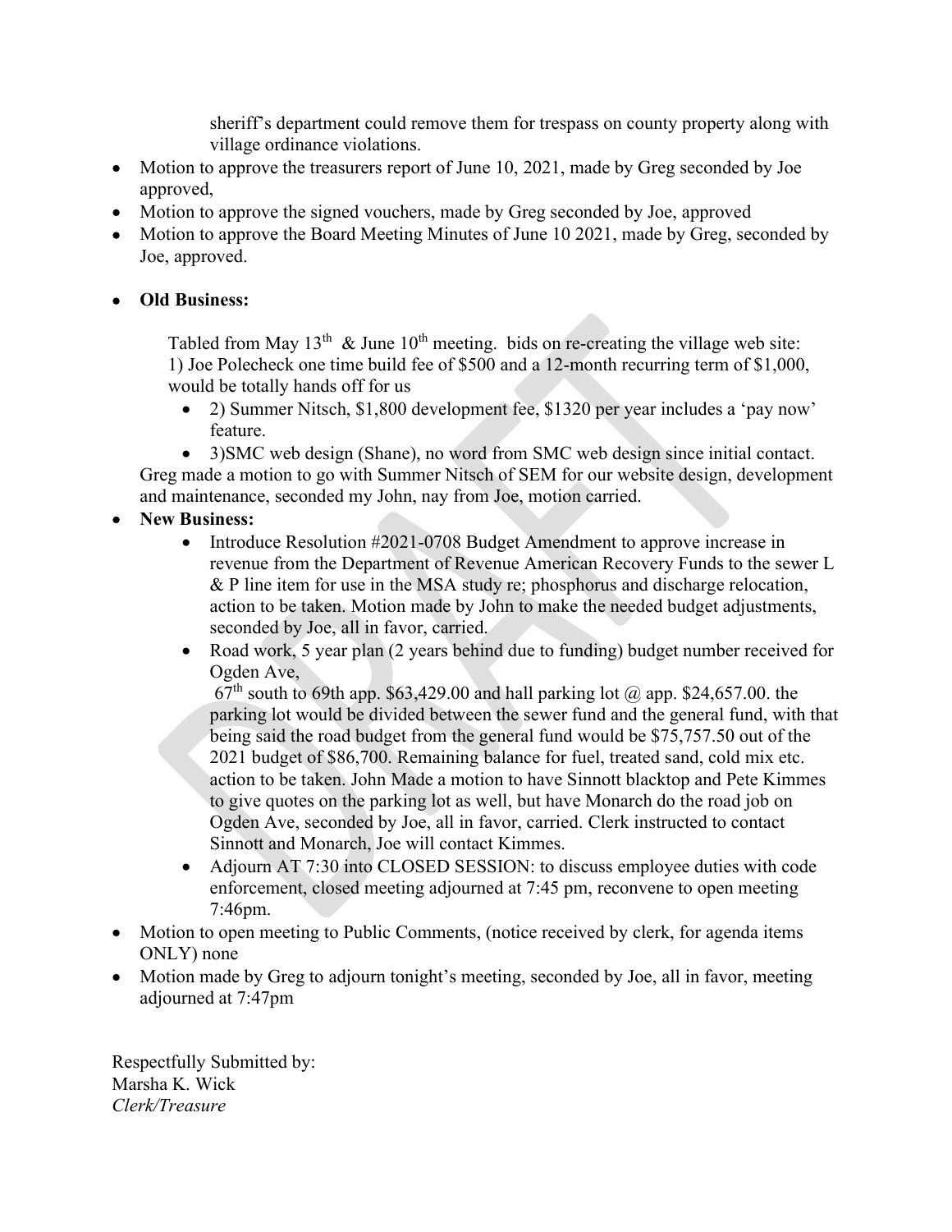sheriff's department could remove them for trespass on county property along with village ordinance violations.

- Motion to approve the treasurers report of June 10, 2021, made by Greg seconded by Joe approved,
- Motion to approve the signed vouchers, made by Greg seconded by Joe, approved
- Motion to approve the Board Meeting Minutes of June 10 2021, made by Greg, seconded by Joe, approved.

- **Old Business:**

  Tabled from May 13th & June 10th meeting. bids on re-creating the village web site:
  1) Joe Polecheck one time build fee of $500 and a 12-month recurring term of $1,000, would be totally hands off for us

  - 2) Summer Nitsch, $1,800 development fee, $1320 per year includes a 'pay now' feature.
  - 3)SMC web design (Shane), no word from SMC web design since initial contact.

  Greg made a motion to go with Summer Nitsch of SEM for our website design, development and maintenance, seconded my John, nay from Joe, motion carried.

- **New Business:**
  - Introduce Resolution #2021-0708 Budget Amendment to approve increase in revenue from the Department of Revenue American Recovery Funds to the sewer L & P line item for use in the MSA study re; phosphorus and discharge relocation, action to be taken. Motion made by John to make the needed budget adjustments, seconded by Joe, all in favor, carried.
  - Road work, 5 year plan (2 years behind due to funding) budget number received for Ogden Ave,
    67th south to 69th app. $63,429.00 and hall parking lot @ app. $24,657.00. the parking lot would be divided between the sewer fund and the general fund, with that being said the road budget from the general fund would be $75,757.50 out of the 2021 budget of $86,700. Remaining balance for fuel, treated sand, cold mix etc. action to be taken. John Made a motion to have Sinnott blacktop and Pete Kimmes to give quotes on the parking lot as well, but have Monarch do the road job on Ogden Ave, seconded by Joe, all in favor, carried. Clerk instructed to contact Sinnott and Monarch, Joe will contact Kimmes.
  - Adjourn AT 7:30 into CLOSED SESSION: to discuss employee duties with code enforcement, closed meeting adjourned at 7:45 pm, reconvene to open meeting 7:46pm.

- Motion to open meeting to Public Comments, (notice received by clerk, for agenda items ONLY) none
- Motion made by Greg to adjourn tonight's meeting, seconded by Joe, all in favor, meeting adjourned at 7:47pm

Respectfully Submitted by:
Marsha K. Wick
*Clerk/Treasure*